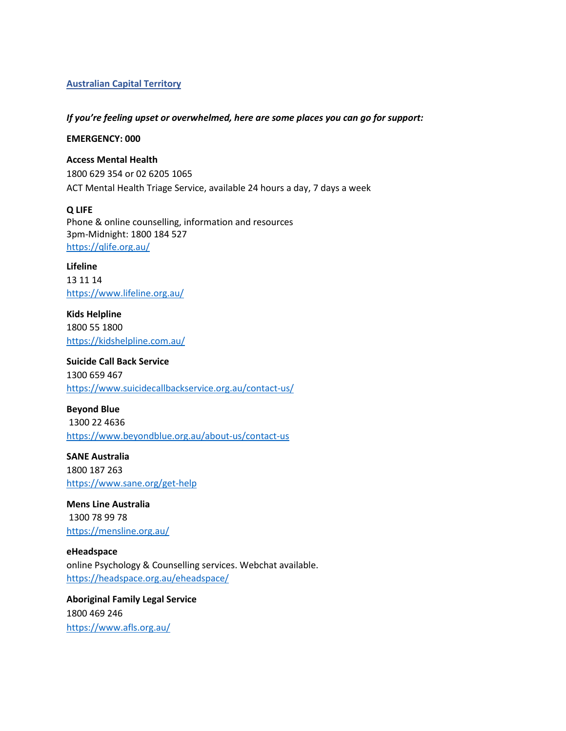## Australian Capital Territory

***If you're feeling upset or overwhelmed, here are some places you can go for support:***

**EMERGENCY: 000**

**Access Mental Health**
1800 629 354 or 02 6205 1065
ACT Mental Health Triage Service, available 24 hours a day, 7 days a week

**Q LIFE**
Phone & online counselling, information and resources
3pm-Midnight: 1800 184 527
https://qlife.org.au/

**Lifeline**
13 11 14
https://www.lifeline.org.au/

**Kids Helpline**
1800 55 1800
https://kidshelpline.com.au/

**Suicide Call Back Service**
1300 659 467
https://www.suicidecallbackservice.org.au/contact-us/

**Beyond Blue**
1300 22 4636
https://www.beyondblue.org.au/about-us/contact-us

**SANE Australia**
1800 187 263
https://www.sane.org/get-help

**Mens Line Australia**
1300 78 99 78
https://mensline.org.au/

**eHeadspace**
online Psychology & Counselling services. Webchat available.
https://headspace.org.au/eheadspace/

**Aboriginal Family Legal Service**
1800 469 246
https://www.afls.org.au/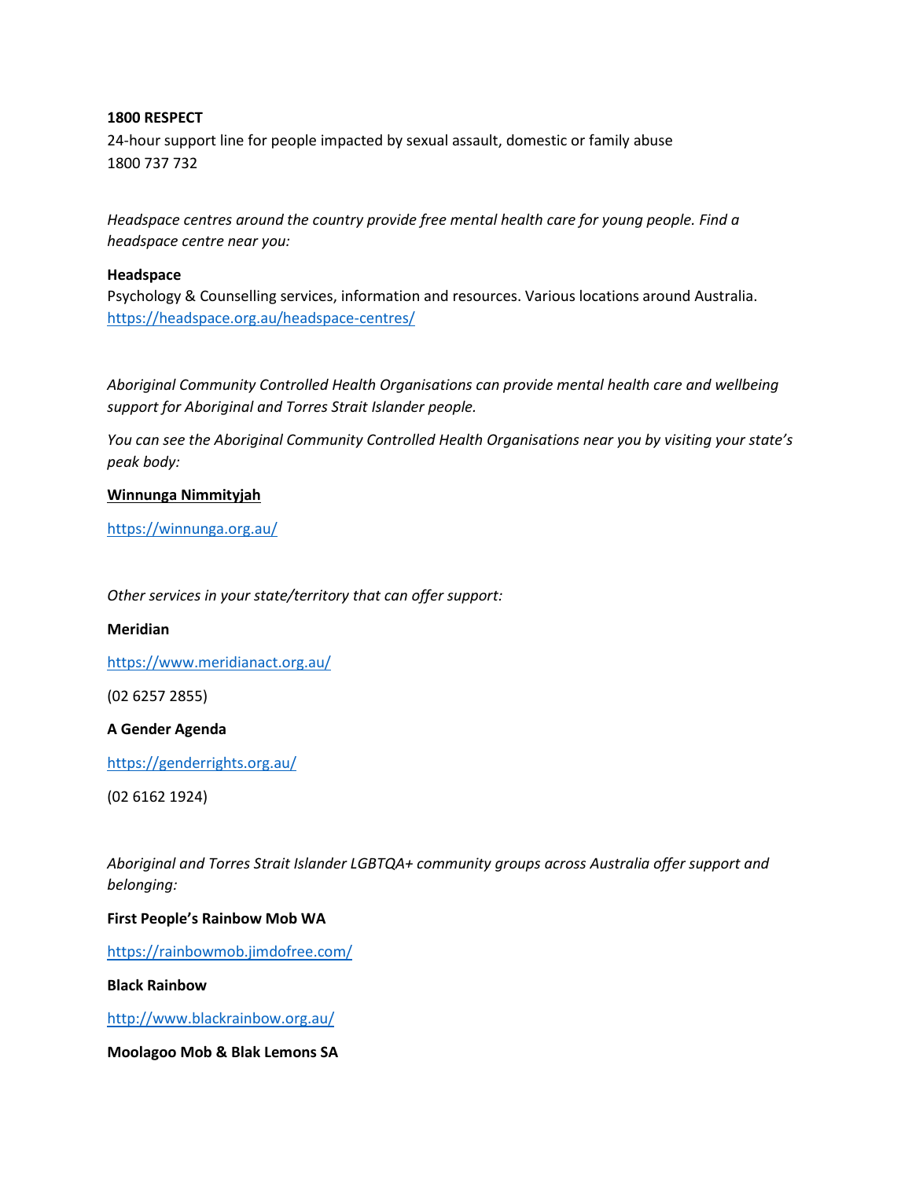**1800 RESPECT**
24-hour support line for people impacted by sexual assault, domestic or family abuse
1800 737 732

*Headspace centres around the country provide free mental health care for young people. Find a headspace centre near you:*

**Headspace**
Psychology & Counselling services, information and resources. Various locations around Australia.
https://headspace.org.au/headspace-centres/

*Aboriginal Community Controlled Health Organisations can provide mental health care and wellbeing support for Aboriginal and Torres Strait Islander people.*

*You can see the Aboriginal Community Controlled Health Organisations near you by visiting your state's peak body:*

**Winnunga Nimmityjah**

https://winnunga.org.au/

*Other services in your state/territory that can offer support:*

**Meridian**

https://www.meridianact.org.au/

(02 6257 2855)

**A Gender Agenda**

https://genderrights.org.au/

(02 6162 1924)

*Aboriginal and Torres Strait Islander LGBTQA+ community groups across Australia offer support and belonging:*

**First People's Rainbow Mob WA**

https://rainbowmob.jimdofree.com/

**Black Rainbow**

http://www.blackrainbow.org.au/

**Moolagoo Mob & Blak Lemons SA**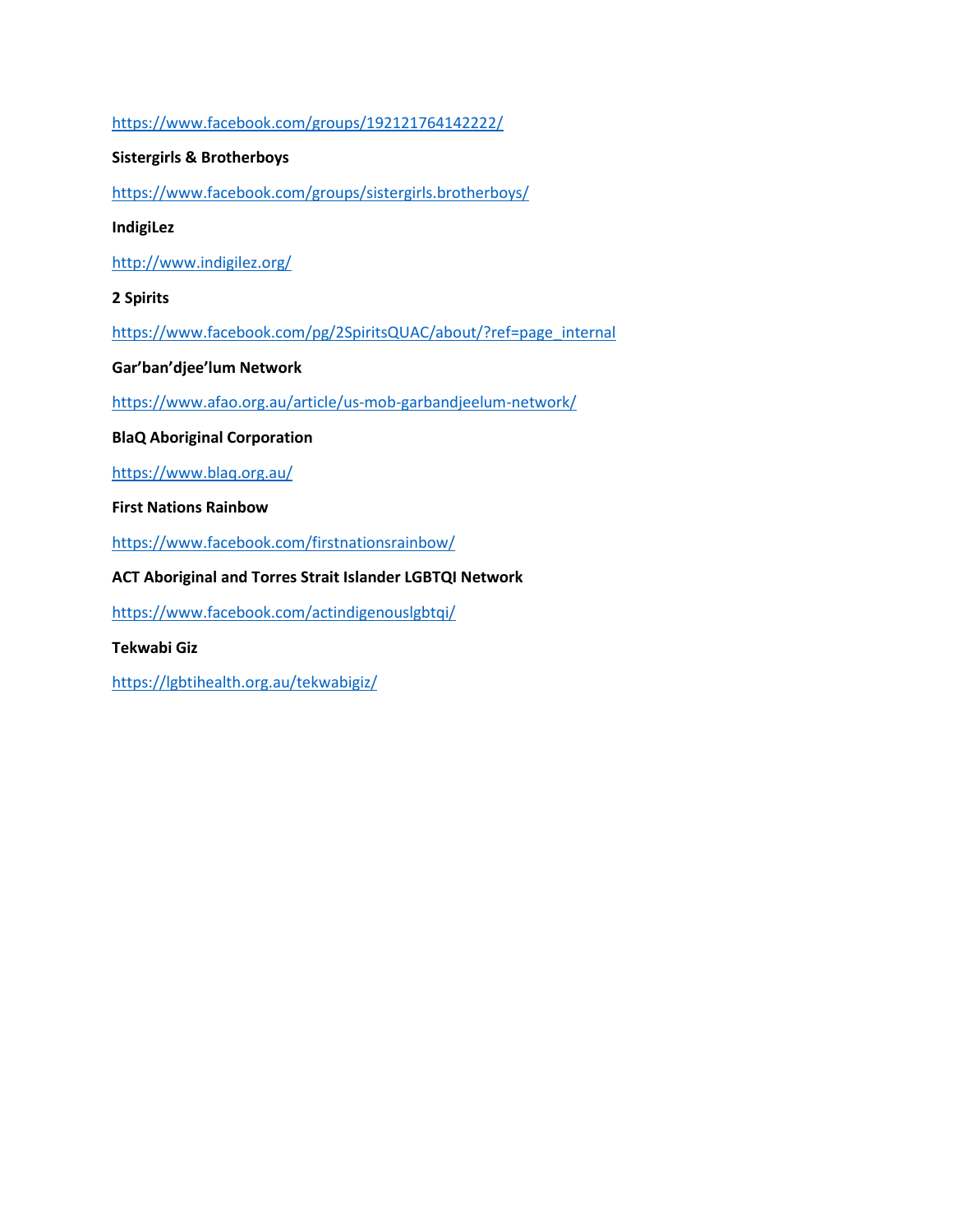https://www.facebook.com/groups/192121764142222/

**Sistergirls & Brotherboys**

https://www.facebook.com/groups/sistergirls.brotherboys/

**IndigiLez**

http://www.indigilez.org/

**2 Spirits**

https://www.facebook.com/pg/2SpiritsQUAC/about/?ref=page_internal

**Gar'ban'djee'lum Network**

https://www.afao.org.au/article/us-mob-garbandjeelum-network/

**BlaQ Aboriginal Corporation**

https://www.blaq.org.au/

**First Nations Rainbow**

https://www.facebook.com/firstnationsrainbow/

**ACT Aboriginal and Torres Strait Islander LGBTQI Network**

https://www.facebook.com/actindigenouslgbtqi/

**Tekwabi Giz**

https://lgbtihealth.org.au/tekwabigiz/